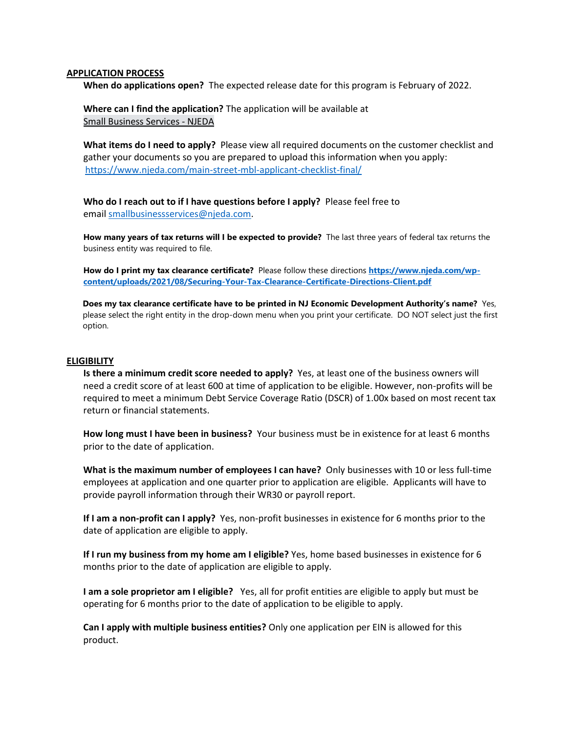## APPLICATION PROCESS

**When do applications open?** The expected release date for this program is February of 2022.

**Where can I find the application?** The application will be available at Small Business Services - NJEDA

**What items do I need to apply?** Please view all required documents on the customer checklist and gather your documents so you are prepared to upload this information when you apply: https://www.njeda.com/main-street-mbl-applicant-checklist-final/

**Who do I reach out to if I have questions before I apply?** Please feel free to email smallbusinessservices@njeda.com.

**How many years of tax returns will I be expected to provide?** The last three years of federal tax returns the business entity was required to file.

**How do I print my tax clearance certificate?** Please follow these directions **https://www.njeda.com/wp-content/uploads/2021/08/Securing-Your-Tax-Clearance-Certificate-Directions-Client.pdf**

**Does my tax clearance certificate have to be printed in NJ Economic Development Authority's name?** Yes, please select the right entity in the drop-down menu when you print your certificate. DO NOT select just the first option.

## ELIGIBILITY

**Is there a minimum credit score needed to apply?** Yes, at least one of the business owners will need a credit score of at least 600 at time of application to be eligible. However, non-profits will be required to meet a minimum Debt Service Coverage Ratio (DSCR) of 1.00x based on most recent tax return or financial statements.

**How long must I have been in business?** Your business must be in existence for at least 6 months prior to the date of application.

**What is the maximum number of employees I can have?** Only businesses with 10 or less full-time employees at application and one quarter prior to application are eligible. Applicants will have to provide payroll information through their WR30 or payroll report.

**If I am a non-profit can I apply?** Yes, non-profit businesses in existence for 6 months prior to the date of application are eligible to apply.

**If I run my business from my home am I eligible?** Yes, home based businesses in existence for 6 months prior to the date of application are eligible to apply.

**I am a sole proprietor am I eligible?** Yes, all for profit entities are eligible to apply but must be operating for 6 months prior to the date of application to be eligible to apply.

**Can I apply with multiple business entities?** Only one application per EIN is allowed for this product.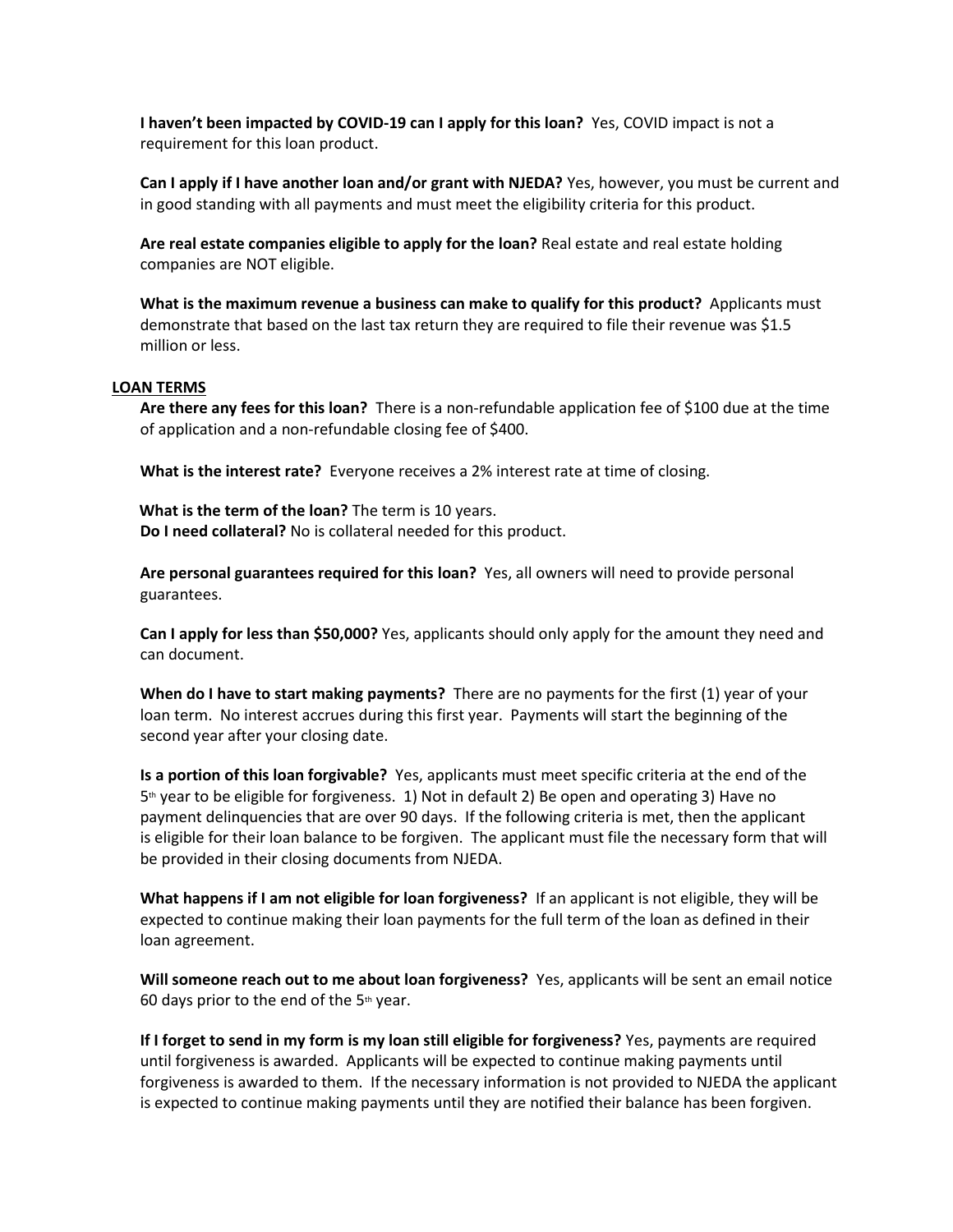**I haven't been impacted by COVID-19 can I apply for this loan?** Yes, COVID impact is not a requirement for this loan product.

**Can I apply if I have another loan and/or grant with NJEDA?** Yes, however, you must be current and in good standing with all payments and must meet the eligibility criteria for this product.

**Are real estate companies eligible to apply for the loan?** Real estate and real estate holding companies are NOT eligible.

**What is the maximum revenue a business can make to qualify for this product?** Applicants must demonstrate that based on the last tax return they are required to file their revenue was $1.5 million or less.

**LOAN TERMS**

**Are there any fees for this loan?** There is a non-refundable application fee of $100 due at the time of application and a non-refundable closing fee of $400.

**What is the interest rate?** Everyone receives a 2% interest rate at time of closing.

**What is the term of the loan?** The term is 10 years.
**Do I need collateral?** No is collateral needed for this product.

**Are personal guarantees required for this loan?** Yes, all owners will need to provide personal guarantees.

**Can I apply for less than $50,000?** Yes, applicants should only apply for the amount they need and can document.

**When do I have to start making payments?** There are no payments for the first (1) year of your loan term. No interest accrues during this first year. Payments will start the beginning of the second year after your closing date.

**Is a portion of this loan forgivable?** Yes, applicants must meet specific criteria at the end of the 5th year to be eligible for forgiveness. 1) Not in default 2) Be open and operating 3) Have no payment delinquencies that are over 90 days. If the following criteria is met, then the applicant is eligible for their loan balance to be forgiven. The applicant must file the necessary form that will be provided in their closing documents from NJEDA.

**What happens if I am not eligible for loan forgiveness?** If an applicant is not eligible, they will be expected to continue making their loan payments for the full term of the loan as defined in their loan agreement.

**Will someone reach out to me about loan forgiveness?** Yes, applicants will be sent an email notice 60 days prior to the end of the 5th year.

**If I forget to send in my form is my loan still eligible for forgiveness?** Yes, payments are required until forgiveness is awarded. Applicants will be expected to continue making payments until forgiveness is awarded to them. If the necessary information is not provided to NJEDA the applicant is expected to continue making payments until they are notified their balance has been forgiven.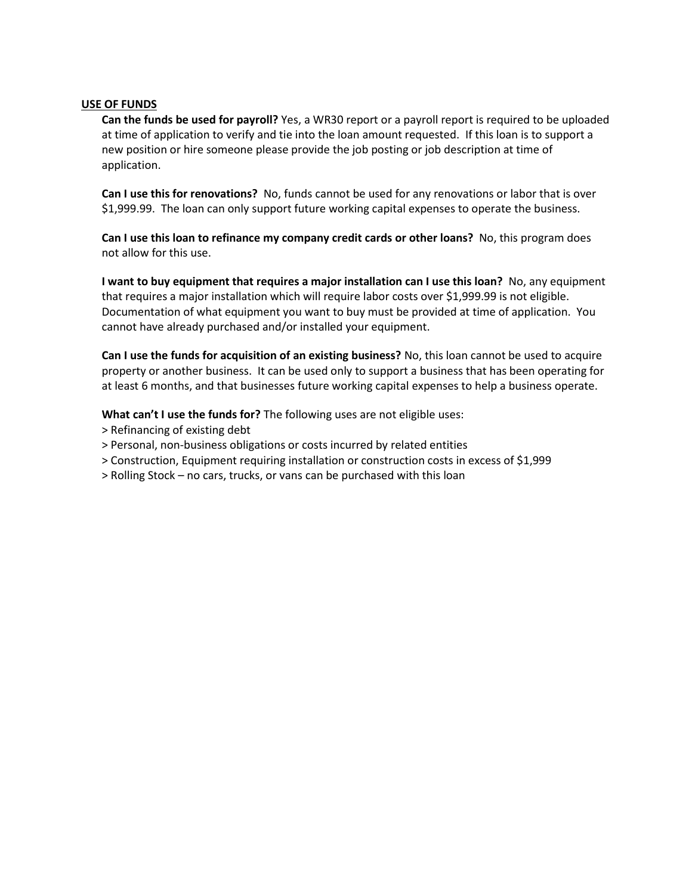## USE OF FUNDS

**Can the funds be used for payroll?** Yes, a WR30 report or a payroll report is required to be uploaded at time of application to verify and tie into the loan amount requested. If this loan is to support a new position or hire someone please provide the job posting or job description at time of application.

**Can I use this for renovations?** No, funds cannot be used for any renovations or labor that is over $1,999.99. The loan can only support future working capital expenses to operate the business.

**Can I use this loan to refinance my company credit cards or other loans?** No, this program does not allow for this use.

**I want to buy equipment that requires a major installation can I use this loan?** No, any equipment that requires a major installation which will require labor costs over $1,999.99 is not eligible. Documentation of what equipment you want to buy must be provided at time of application. You cannot have already purchased and/or installed your equipment.

**Can I use the funds for acquisition of an existing business?** No, this loan cannot be used to acquire property or another business. It can be used only to support a business that has been operating for at least 6 months, and that businesses future working capital expenses to help a business operate.

**What can't I use the funds for?** The following uses are not eligible uses:

> Refinancing of existing debt
> Personal, non-business obligations or costs incurred by related entities
> Construction, Equipment requiring installation or construction costs in excess of $1,999
> Rolling Stock – no cars, trucks, or vans can be purchased with this loan